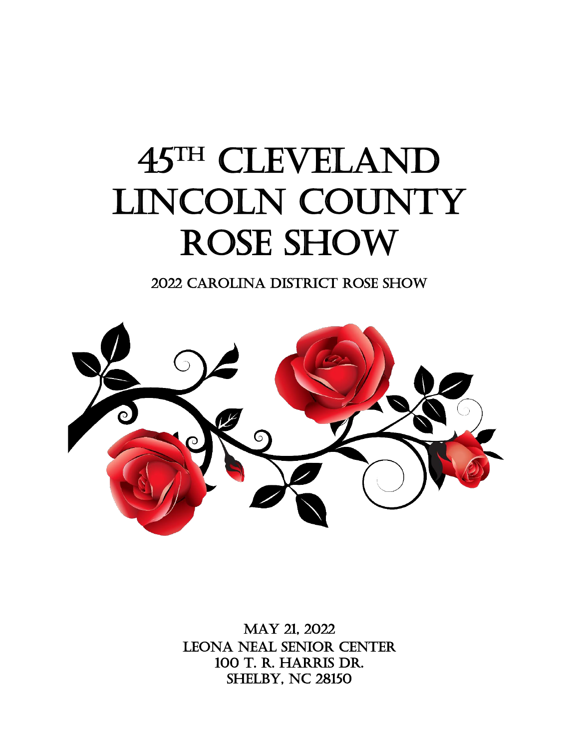# 45TH CLEVELAND LINCOLN COUNTY ROSE SHOW

## 2022 CAROLINA DISTRICT ROSE SHOW

MAY 21, 2022
LEONA NEAL SENIOR CENTER
100 T. R. HARRIS DR.
SHELBY, NC 28150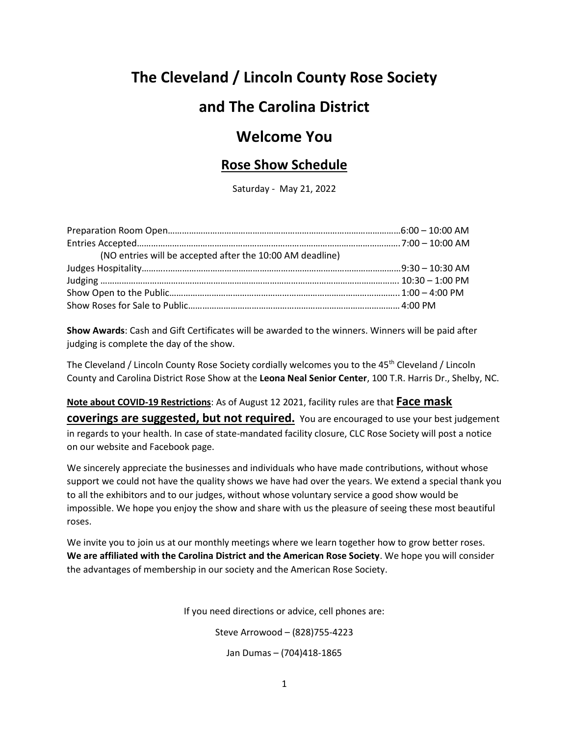# The Cleveland / Lincoln County Rose Society

# and The Carolina District

# Welcome You

## Rose Show Schedule

Saturday - May 21, 2022

| | |
|---|---|
| Preparation Room Open | 6:00 – 10:00 AM |
| Entries Accepted | 7:00 – 10:00 AM |
| (NO entries will be accepted after the 10:00 AM deadline) | |
| Judges Hospitality | 9:30 – 10:30 AM |
| Judging | 10:30 – 1:00 PM |
| Show Open to the Public | 1:00 – 4:00 PM |
| Show Roses for Sale to Public | 4:00 PM |

**Show Awards**: Cash and Gift Certificates will be awarded to the winners. Winners will be paid after judging is complete the day of the show.

The Cleveland / Lincoln County Rose Society cordially welcomes you to the 45th Cleveland / Lincoln County and Carolina District Rose Show at the **Leona Neal Senior Center**, 100 T.R. Harris Dr., Shelby, NC.

**Note about COVID-19 Restrictions**: As of August 12 2021, facility rules are that **Face mask coverings are suggested, but not required.** You are encouraged to use your best judgement in regards to your health. In case of state-mandated facility closure, CLC Rose Society will post a notice on our website and Facebook page.

We sincerely appreciate the businesses and individuals who have made contributions, without whose support we could not have the quality shows we have had over the years. We extend a special thank you to all the exhibitors and to our judges, without whose voluntary service a good show would be impossible. We hope you enjoy the show and share with us the pleasure of seeing these most beautiful roses.

We invite you to join us at our monthly meetings where we learn together how to grow better roses. **We are affiliated with the Carolina District and the American Rose Society**. We hope you will consider the advantages of membership in our society and the American Rose Society.

If you need directions or advice, cell phones are:

Steve Arrowood – (828)755-4223

Jan Dumas – (704)418-1865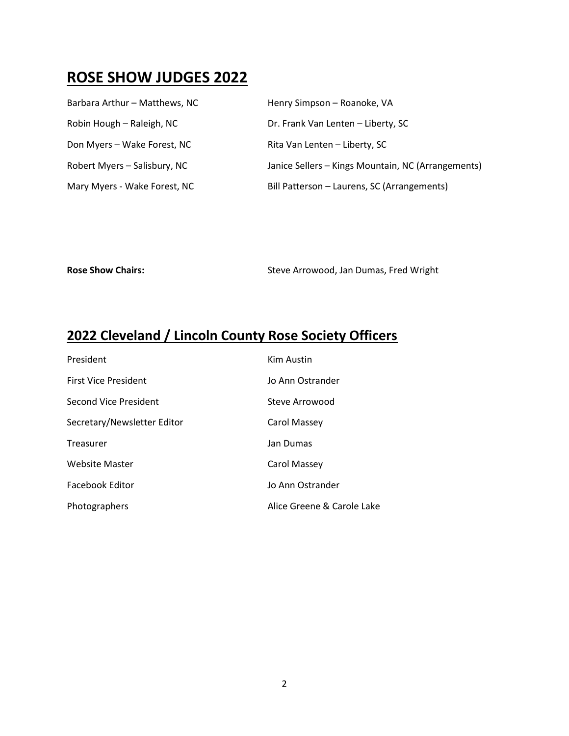## ROSE SHOW JUDGES 2022

Barbara Arthur – Matthews, NC

Robin Hough – Raleigh, NC

Don Myers – Wake Forest, NC

Robert Myers – Salisbury, NC

Mary Myers - Wake Forest, NC

Henry Simpson – Roanoke, VA

Dr. Frank Van Lenten – Liberty, SC

Rita Van Lenten – Liberty, SC

Janice Sellers – Kings Mountain, NC (Arrangements)

Bill Patterson – Laurens, SC (Arrangements)

**Rose Show Chairs:** Steve Arrowood, Jan Dumas, Fred Wright

## 2022 Cleveland / Lincoln County Rose Society Officers

| | |
|---|---|
| President | Kim Austin |
| First Vice President | Jo Ann Ostrander |
| Second Vice President | Steve Arrowood |
| Secretary/Newsletter Editor | Carol Massey |
| Treasurer | Jan Dumas |
| Website Master | Carol Massey |
| Facebook Editor | Jo Ann Ostrander |
| Photographers | Alice Greene & Carole Lake |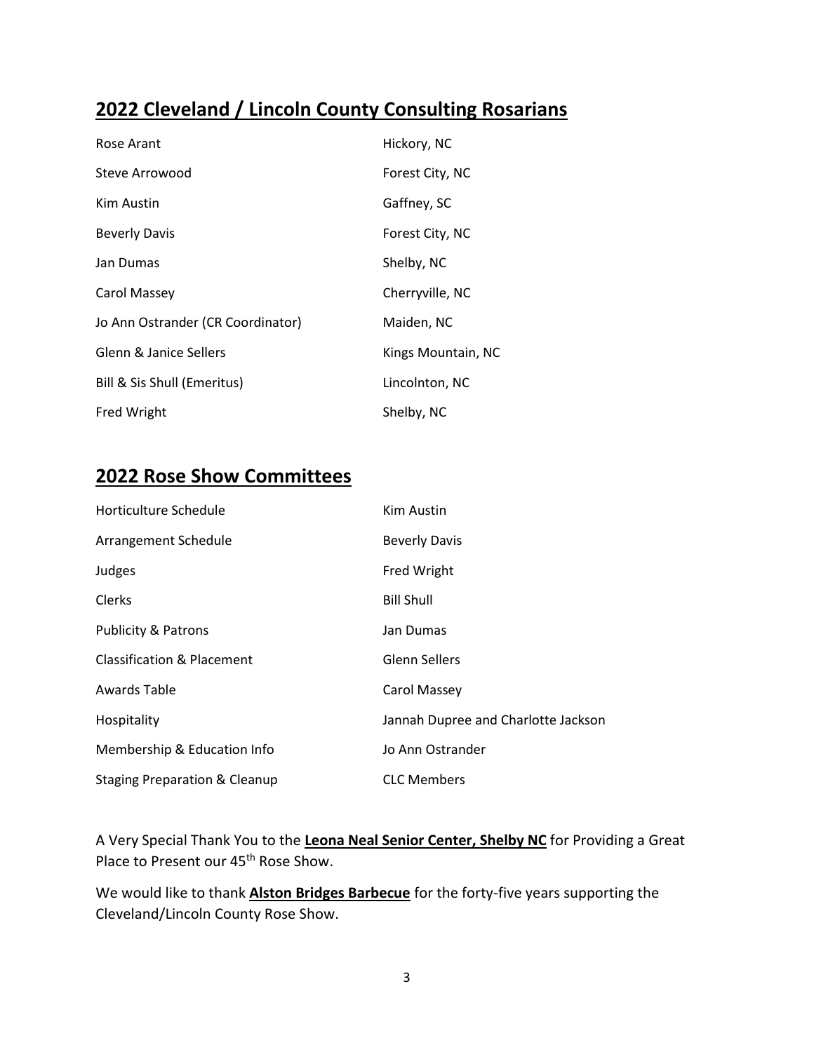## 2022 Cleveland / Lincoln County Consulting Rosarians

| | |
|---|---|
| Rose Arant | Hickory, NC |
| Steve Arrowood | Forest City, NC |
| Kim Austin | Gaffney, SC |
| Beverly Davis | Forest City, NC |
| Jan Dumas | Shelby, NC |
| Carol Massey | Cherryville, NC |
| Jo Ann Ostrander (CR Coordinator) | Maiden, NC |
| Glenn & Janice Sellers | Kings Mountain, NC |
| Bill & Sis Shull (Emeritus) | Lincolnton, NC |
| Fred Wright | Shelby, NC |

## 2022 Rose Show Committees

| | |
|---|---|
| Horticulture Schedule | Kim Austin |
| Arrangement Schedule | Beverly Davis |
| Judges | Fred Wright |
| Clerks | Bill Shull |
| Publicity & Patrons | Jan Dumas |
| Classification & Placement | Glenn Sellers |
| Awards Table | Carol Massey |
| Hospitality | Jannah Dupree and Charlotte Jackson |
| Membership & Education Info | Jo Ann Ostrander |
| Staging Preparation & Cleanup | CLC Members |

A Very Special Thank You to the **Leona Neal Senior Center, Shelby NC** for Providing a Great Place to Present our 45th Rose Show.

We would like to thank **Alston Bridges Barbecue** for the forty-five years supporting the Cleveland/Lincoln County Rose Show.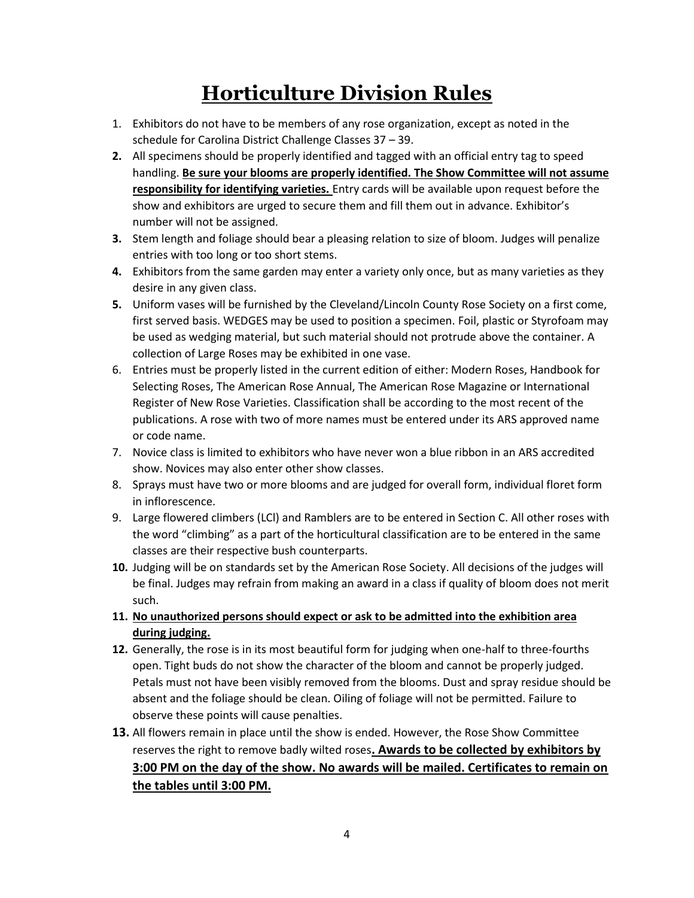# Horticulture Division Rules

1. Exhibitors do not have to be members of any rose organization, except as noted in the schedule for Carolina District Challenge Classes 37 – 39.
2. All specimens should be properly identified and tagged with an official entry tag to speed handling. **Be sure your blooms are properly identified. The Show Committee will not assume responsibility for identifying varieties.** Entry cards will be available upon request before the show and exhibitors are urged to secure them and fill them out in advance. Exhibitor's number will not be assigned.
3. Stem length and foliage should bear a pleasing relation to size of bloom. Judges will penalize entries with too long or too short stems.
4. Exhibitors from the same garden may enter a variety only once, but as many varieties as they desire in any given class.
5. Uniform vases will be furnished by the Cleveland/Lincoln County Rose Society on a first come, first served basis. WEDGES may be used to position a specimen. Foil, plastic or Styrofoam may be used as wedging material, but such material should not protrude above the container. A collection of Large Roses may be exhibited in one vase.
6. Entries must be properly listed in the current edition of either: Modern Roses, Handbook for Selecting Roses, The American Rose Annual, The American Rose Magazine or International Register of New Rose Varieties. Classification shall be according to the most recent of the publications. A rose with two of more names must be entered under its ARS approved name or code name.
7. Novice class is limited to exhibitors who have never won a blue ribbon in an ARS accredited show. Novices may also enter other show classes.
8. Sprays must have two or more blooms and are judged for overall form, individual floret form in inflorescence.
9. Large flowered climbers (LCl) and Ramblers are to be entered in Section C. All other roses with the word "climbing" as a part of the horticultural classification are to be entered in the same classes are their respective bush counterparts.
10. Judging will be on standards set by the American Rose Society. All decisions of the judges will be final. Judges may refrain from making an award in a class if quality of bloom does not merit such.
11. **No unauthorized persons should expect or ask to be admitted into the exhibition area during judging.**
12. Generally, the rose is in its most beautiful form for judging when one-half to three-fourths open. Tight buds do not show the character of the bloom and cannot be properly judged. Petals must not have been visibly removed from the blooms. Dust and spray residue should be absent and the foliage should be clean. Oiling of foliage will not be permitted. Failure to observe these points will cause penalties.
13. All flowers remain in place until the show is ended. However, the Rose Show Committee reserves the right to remove badly wilted roses**. Awards to be collected by exhibitors by 3:00 PM on the day of the show. No awards will be mailed. Certificates to remain on the tables until 3:00 PM.**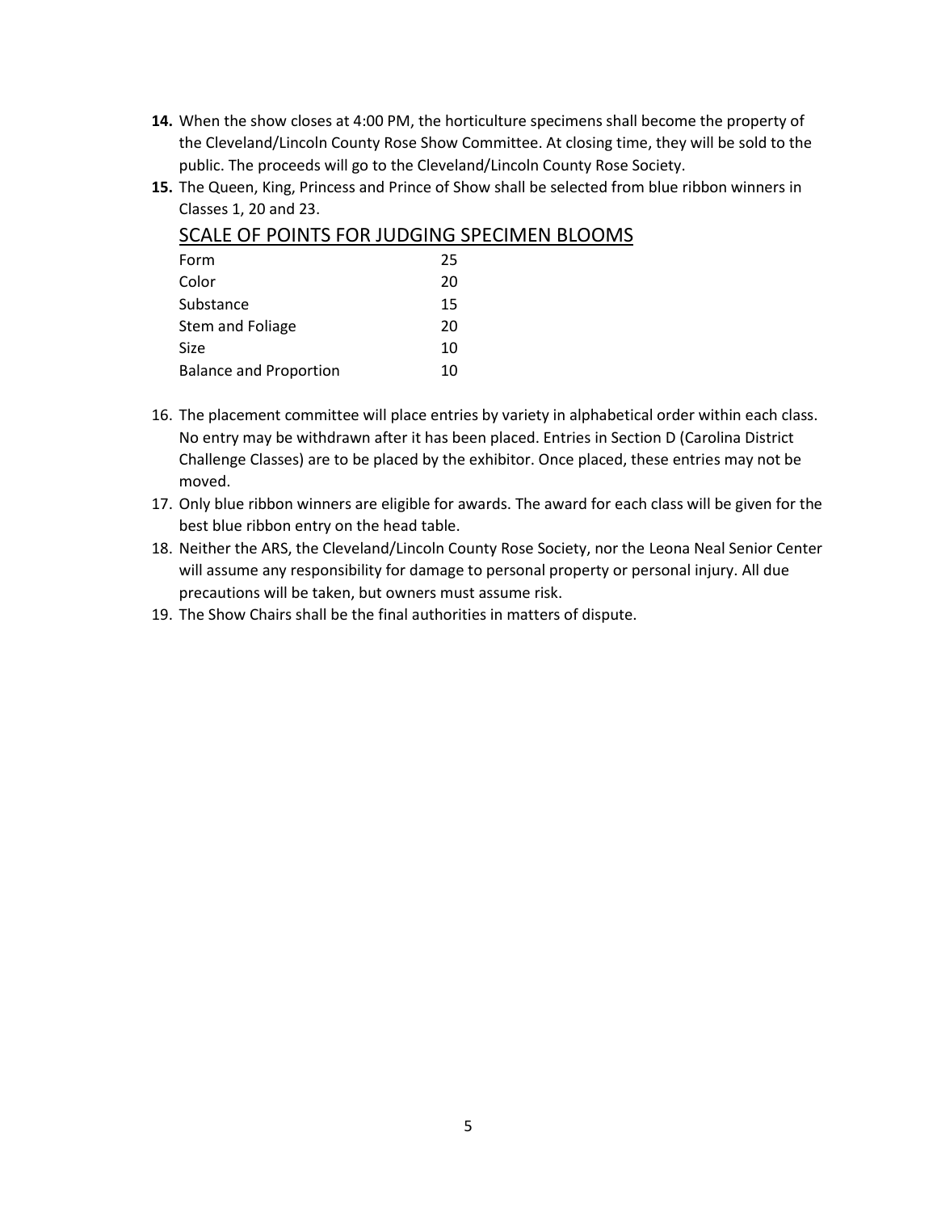14. When the show closes at 4:00 PM, the horticulture specimens shall become the property of the Cleveland/Lincoln County Rose Show Committee. At closing time, they will be sold to the public. The proceeds will go to the Cleveland/Lincoln County Rose Society.
15. The Queen, King, Princess and Prince of Show shall be selected from blue ribbon winners in Classes 1, 20 and 23.

## SCALE OF POINTS FOR JUDGING SPECIMEN BLOOMS

| | |
|---|---|
| Form | 25 |
| Color | 20 |
| Substance | 15 |
| Stem and Foliage | 20 |
| Size | 10 |
| Balance and Proportion | 10 |

16. The placement committee will place entries by variety in alphabetical order within each class. No entry may be withdrawn after it has been placed. Entries in Section D (Carolina District Challenge Classes) are to be placed by the exhibitor. Once placed, these entries may not be moved.
17. Only blue ribbon winners are eligible for awards. The award for each class will be given for the best blue ribbon entry on the head table.
18. Neither the ARS, the Cleveland/Lincoln County Rose Society, nor the Leona Neal Senior Center will assume any responsibility for damage to personal property or personal injury. All due precautions will be taken, but owners must assume risk.
19. The Show Chairs shall be the final authorities in matters of dispute.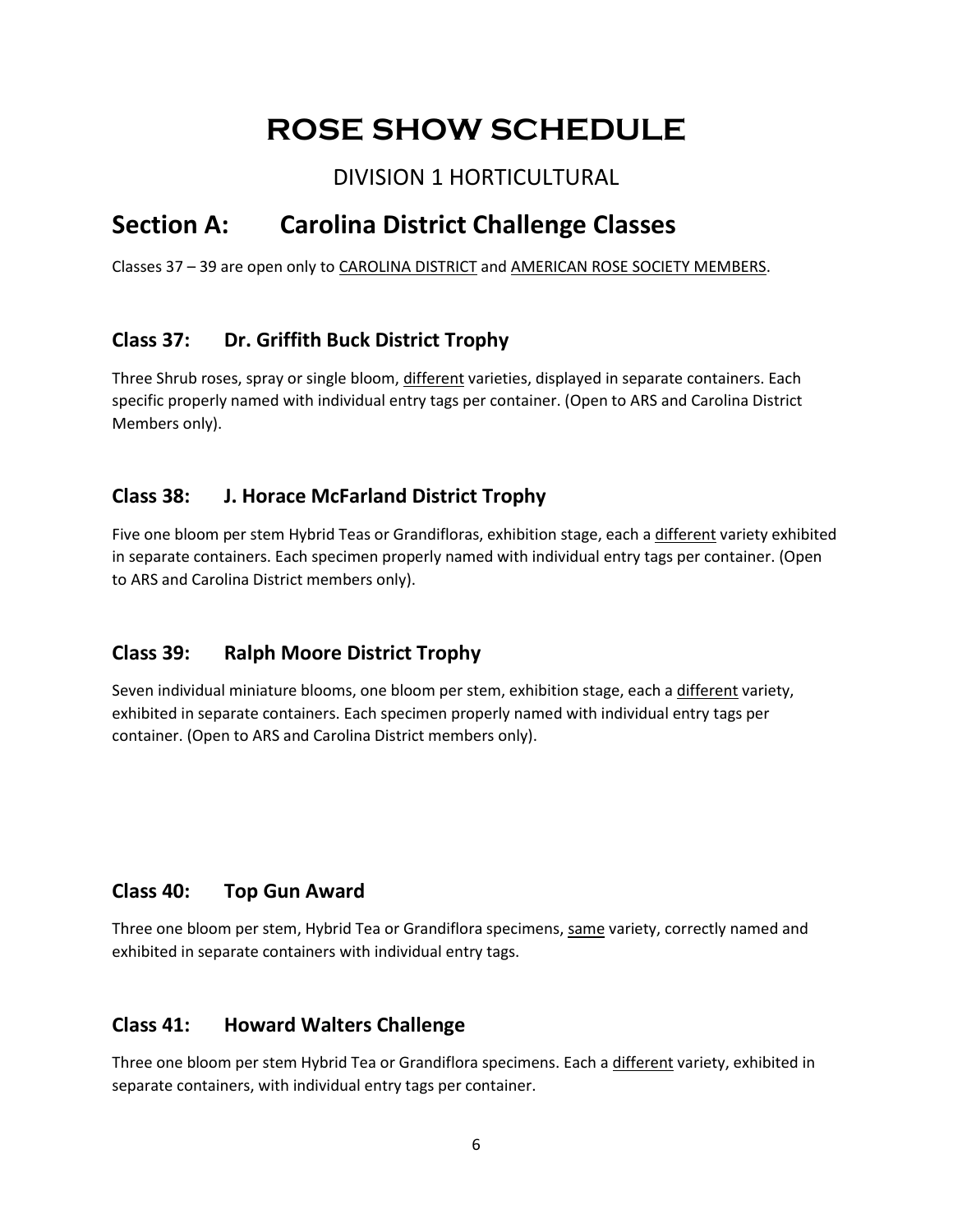# ROSE SHOW SCHEDULE

DIVISION 1 HORTICULTURAL

## Section A: Carolina District Challenge Classes

Classes 37 – 39 are open only to CAROLINA DISTRICT and AMERICAN ROSE SOCIETY MEMBERS.

### Class 37: Dr. Griffith Buck District Trophy

Three Shrub roses, spray or single bloom, different varieties, displayed in separate containers. Each specific properly named with individual entry tags per container. (Open to ARS and Carolina District Members only).

### Class 38: J. Horace McFarland District Trophy

Five one bloom per stem Hybrid Teas or Grandifloras, exhibition stage, each a different variety exhibited in separate containers. Each specimen properly named with individual entry tags per container. (Open to ARS and Carolina District members only).

### Class 39: Ralph Moore District Trophy

Seven individual miniature blooms, one bloom per stem, exhibition stage, each a different variety, exhibited in separate containers. Each specimen properly named with individual entry tags per container. (Open to ARS and Carolina District members only).

### Class 40: Top Gun Award

Three one bloom per stem, Hybrid Tea or Grandiflora specimens, same variety, correctly named and exhibited in separate containers with individual entry tags.

### Class 41: Howard Walters Challenge

Three one bloom per stem Hybrid Tea or Grandiflora specimens. Each a different variety, exhibited in separate containers, with individual entry tags per container.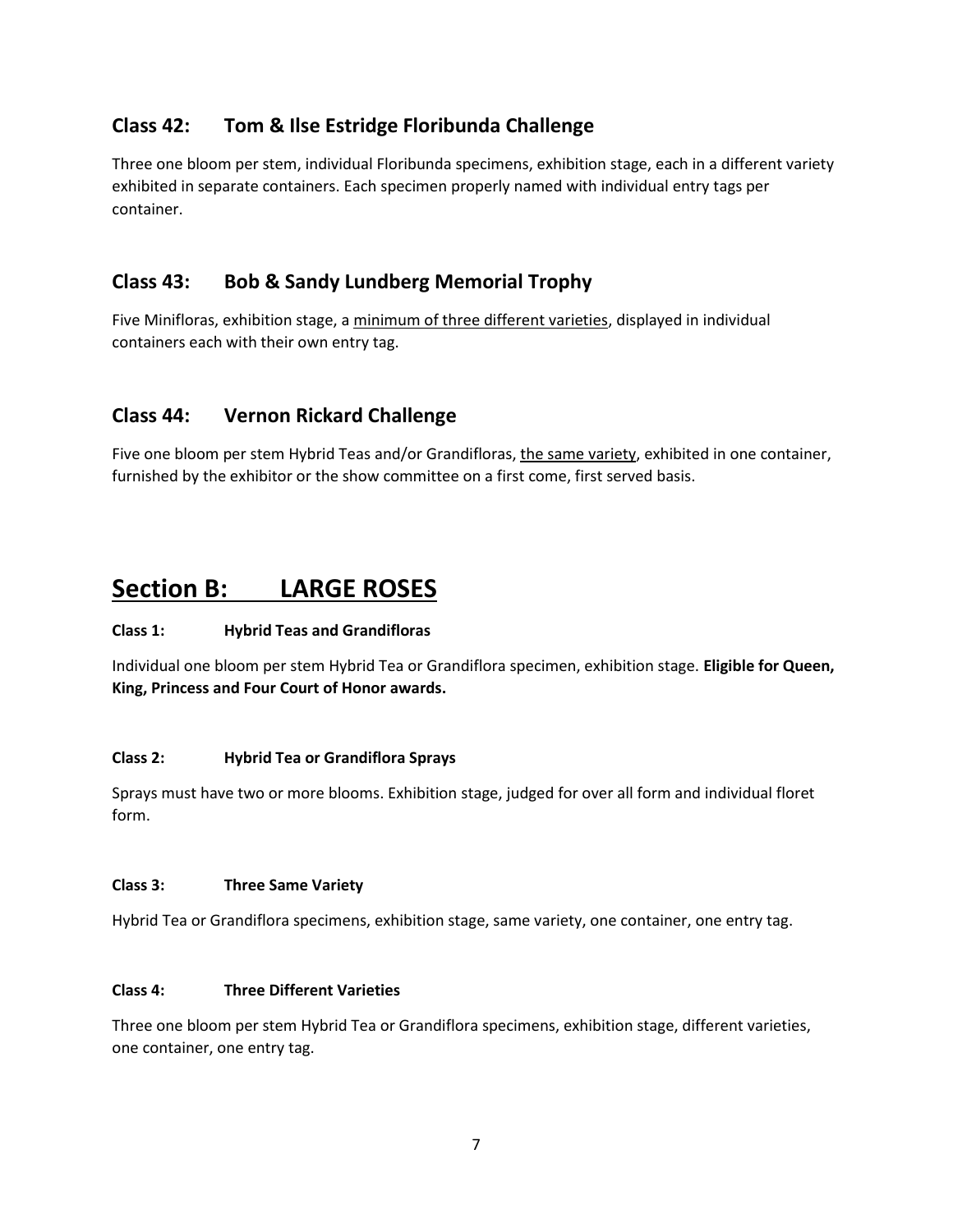### Class 42: Tom & Ilse Estridge Floribunda Challenge

Three one bloom per stem, individual Floribunda specimens, exhibition stage, each in a different variety exhibited in separate containers. Each specimen properly named with individual entry tags per container.

### Class 43: Bob & Sandy Lundberg Memorial Trophy

Five Minifloras, exhibition stage, a <u>minimum of three different varieties</u>, displayed in individual containers each with their own entry tag.

### Class 44: Vernon Rickard Challenge

Five one bloom per stem Hybrid Teas and/or Grandifloras, <u>the same variety</u>, exhibited in one container, furnished by the exhibitor or the show committee on a first come, first served basis.

## <u>Section B: LARGE ROSES</u>

**Class 1: Hybrid Teas and Grandifloras**

Individual one bloom per stem Hybrid Tea or Grandiflora specimen, exhibition stage. **Eligible for Queen, King, Princess and Four Court of Honor awards.**

**Class 2: Hybrid Tea or Grandiflora Sprays**

Sprays must have two or more blooms. Exhibition stage, judged for over all form and individual floret form.

**Class 3: Three Same Variety**

Hybrid Tea or Grandiflora specimens, exhibition stage, same variety, one container, one entry tag.

**Class 4: Three Different Varieties**

Three one bloom per stem Hybrid Tea or Grandiflora specimens, exhibition stage, different varieties, one container, one entry tag.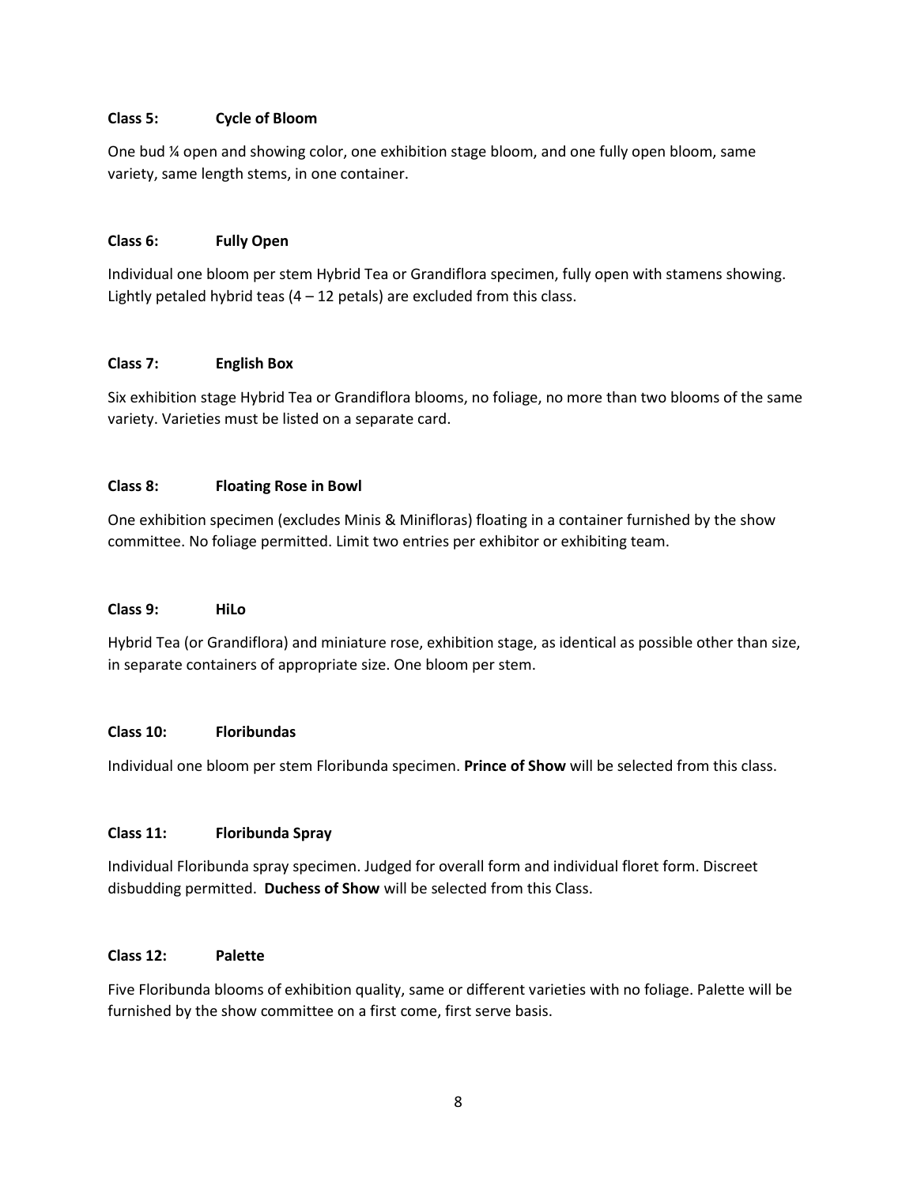### Class 5: Cycle of Bloom

One bud ¼ open and showing color, one exhibition stage bloom, and one fully open bloom, same variety, same length stems, in one container.

### Class 6: Fully Open

Individual one bloom per stem Hybrid Tea or Grandiflora specimen, fully open with stamens showing. Lightly petaled hybrid teas (4 – 12 petals) are excluded from this class.

### Class 7: English Box

Six exhibition stage Hybrid Tea or Grandiflora blooms, no foliage, no more than two blooms of the same variety. Varieties must be listed on a separate card.

### Class 8: Floating Rose in Bowl

One exhibition specimen (excludes Minis & Minifloras) floating in a container furnished by the show committee. No foliage permitted. Limit two entries per exhibitor or exhibiting team.

### Class 9: HiLo

Hybrid Tea (or Grandiflora) and miniature rose, exhibition stage, as identical as possible other than size, in separate containers of appropriate size. One bloom per stem.

### Class 10: Floribundas

Individual one bloom per stem Floribunda specimen. **Prince of Show** will be selected from this class.

### Class 11: Floribunda Spray

Individual Floribunda spray specimen. Judged for overall form and individual floret form. Discreet disbudding permitted. **Duchess of Show** will be selected from this Class.

### Class 12: Palette

Five Floribunda blooms of exhibition quality, same or different varieties with no foliage. Palette will be furnished by the show committee on a first come, first serve basis.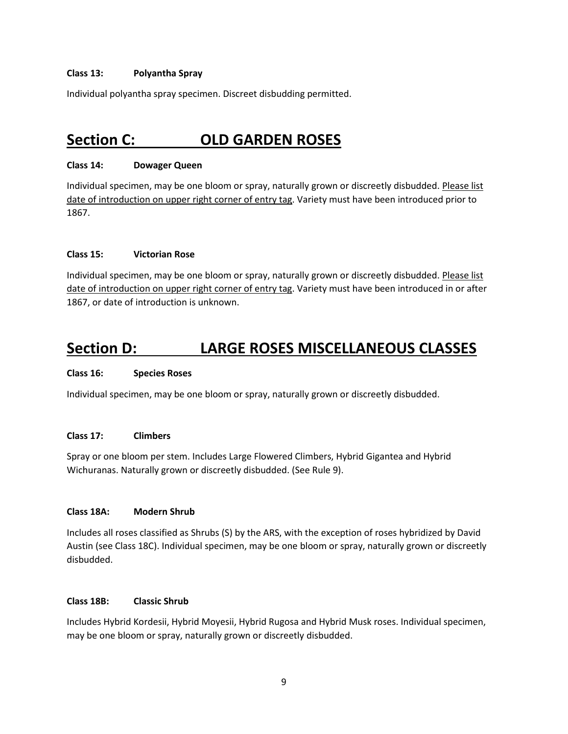**Class 13: Polyantha Spray**

Individual polyantha spray specimen. Discreet disbudding permitted.

## Section C: OLD GARDEN ROSES

**Class 14: Dowager Queen**

Individual specimen, may be one bloom or spray, naturally grown or discreetly disbudded. Please list date of introduction on upper right corner of entry tag. Variety must have been introduced prior to 1867.

**Class 15: Victorian Rose**

Individual specimen, may be one bloom or spray, naturally grown or discreetly disbudded. Please list date of introduction on upper right corner of entry tag. Variety must have been introduced in or after 1867, or date of introduction is unknown.

## Section D: LARGE ROSES MISCELLANEOUS CLASSES

**Class 16: Species Roses**

Individual specimen, may be one bloom or spray, naturally grown or discreetly disbudded.

**Class 17: Climbers**

Spray or one bloom per stem. Includes Large Flowered Climbers, Hybrid Gigantea and Hybrid Wichuranas. Naturally grown or discreetly disbudded. (See Rule 9).

**Class 18A: Modern Shrub**

Includes all roses classified as Shrubs (S) by the ARS, with the exception of roses hybridized by David Austin (see Class 18C). Individual specimen, may be one bloom or spray, naturally grown or discreetly disbudded.

**Class 18B: Classic Shrub**

Includes Hybrid Kordesii, Hybrid Moyesii, Hybrid Rugosa and Hybrid Musk roses. Individual specimen, may be one bloom or spray, naturally grown or discreetly disbudded.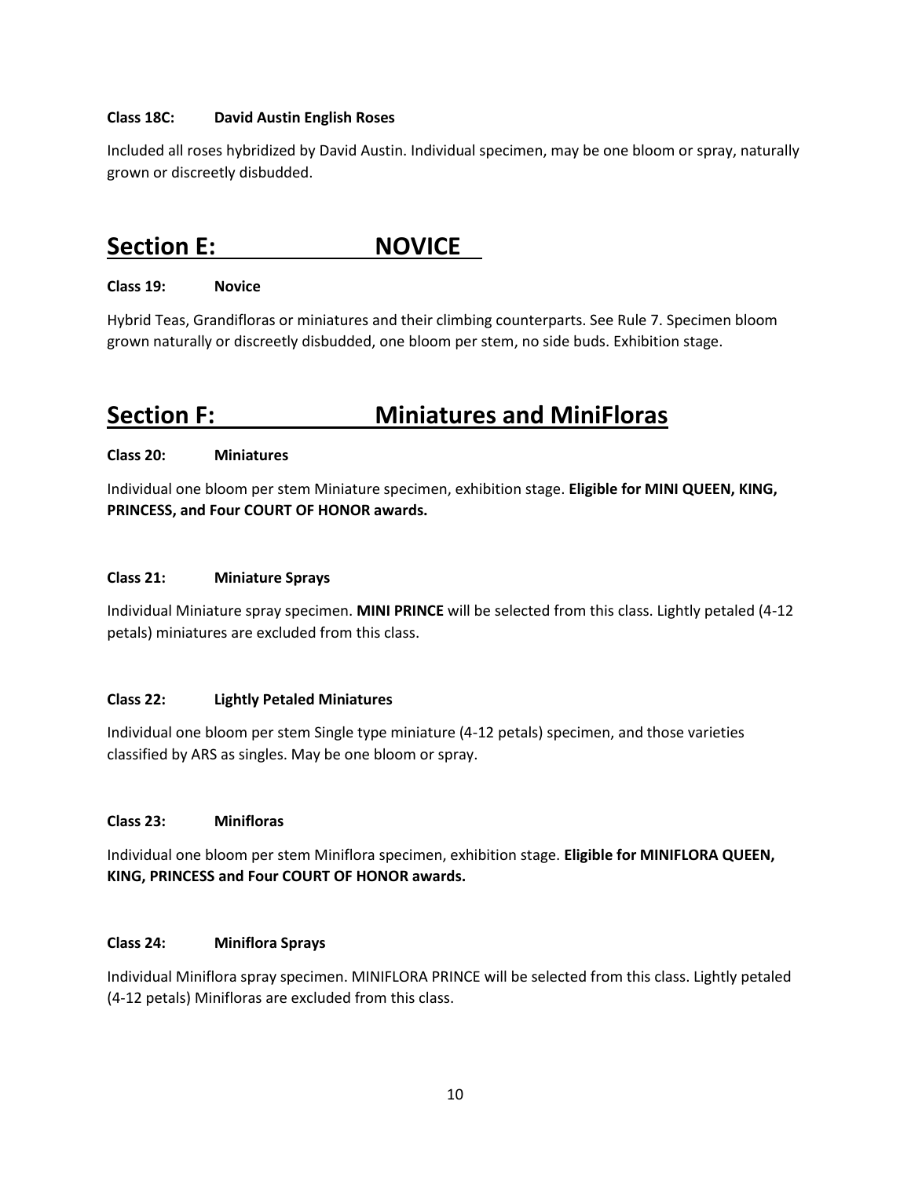**Class 18C: David Austin English Roses**

Included all roses hybridized by David Austin. Individual specimen, may be one bloom or spray, naturally grown or discreetly disbudded.

## Section E: NOVICE

**Class 19: Novice**

Hybrid Teas, Grandifloras or miniatures and their climbing counterparts. See Rule 7. Specimen bloom grown naturally or discreetly disbudded, one bloom per stem, no side buds. Exhibition stage.

## Section F: Miniatures and MiniFloras

**Class 20: Miniatures**

Individual one bloom per stem Miniature specimen, exhibition stage. **Eligible for MINI QUEEN, KING, PRINCESS, and Four COURT OF HONOR awards.**

**Class 21: Miniature Sprays**

Individual Miniature spray specimen. **MINI PRINCE** will be selected from this class. Lightly petaled (4-12 petals) miniatures are excluded from this class.

**Class 22: Lightly Petaled Miniatures**

Individual one bloom per stem Single type miniature (4-12 petals) specimen, and those varieties classified by ARS as singles. May be one bloom or spray.

**Class 23: Minifloras**

Individual one bloom per stem Miniflora specimen, exhibition stage. **Eligible for MINIFLORA QUEEN, KING, PRINCESS and Four COURT OF HONOR awards.**

**Class 24: Miniflora Sprays**

Individual Miniflora spray specimen. MINIFLORA PRINCE will be selected from this class. Lightly petaled (4-12 petals) Minifloras are excluded from this class.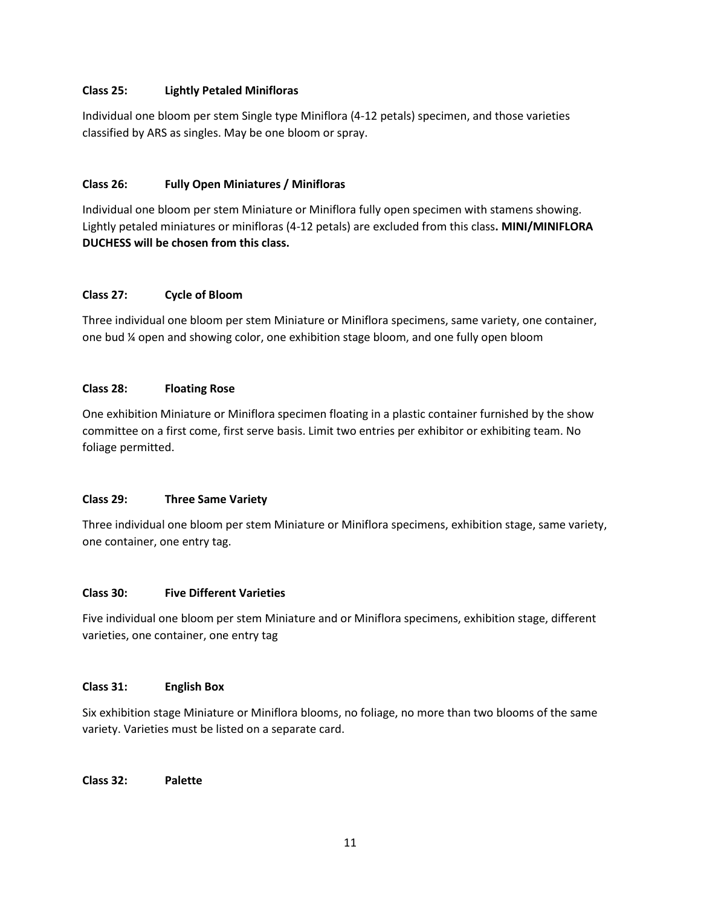**Class 25: Lightly Petaled Minifloras**

Individual one bloom per stem Single type Miniflora (4-12 petals) specimen, and those varieties classified by ARS as singles. May be one bloom or spray.

**Class 26: Fully Open Miniatures / Minifloras**

Individual one bloom per stem Miniature or Miniflora fully open specimen with stamens showing. Lightly petaled miniatures or minifloras (4-12 petals) are excluded from this class**. MINI/MINIFLORA DUCHESS will be chosen from this class.**

**Class 27: Cycle of Bloom**

Three individual one bloom per stem Miniature or Miniflora specimens, same variety, one container, one bud ¼ open and showing color, one exhibition stage bloom, and one fully open bloom

**Class 28: Floating Rose**

One exhibition Miniature or Miniflora specimen floating in a plastic container furnished by the show committee on a first come, first serve basis. Limit two entries per exhibitor or exhibiting team. No foliage permitted.

**Class 29: Three Same Variety**

Three individual one bloom per stem Miniature or Miniflora specimens, exhibition stage, same variety, one container, one entry tag.

**Class 30: Five Different Varieties**

Five individual one bloom per stem Miniature and or Miniflora specimens, exhibition stage, different varieties, one container, one entry tag

**Class 31: English Box**

Six exhibition stage Miniature or Miniflora blooms, no foliage, no more than two blooms of the same variety. Varieties must be listed on a separate card.

**Class 32: Palette**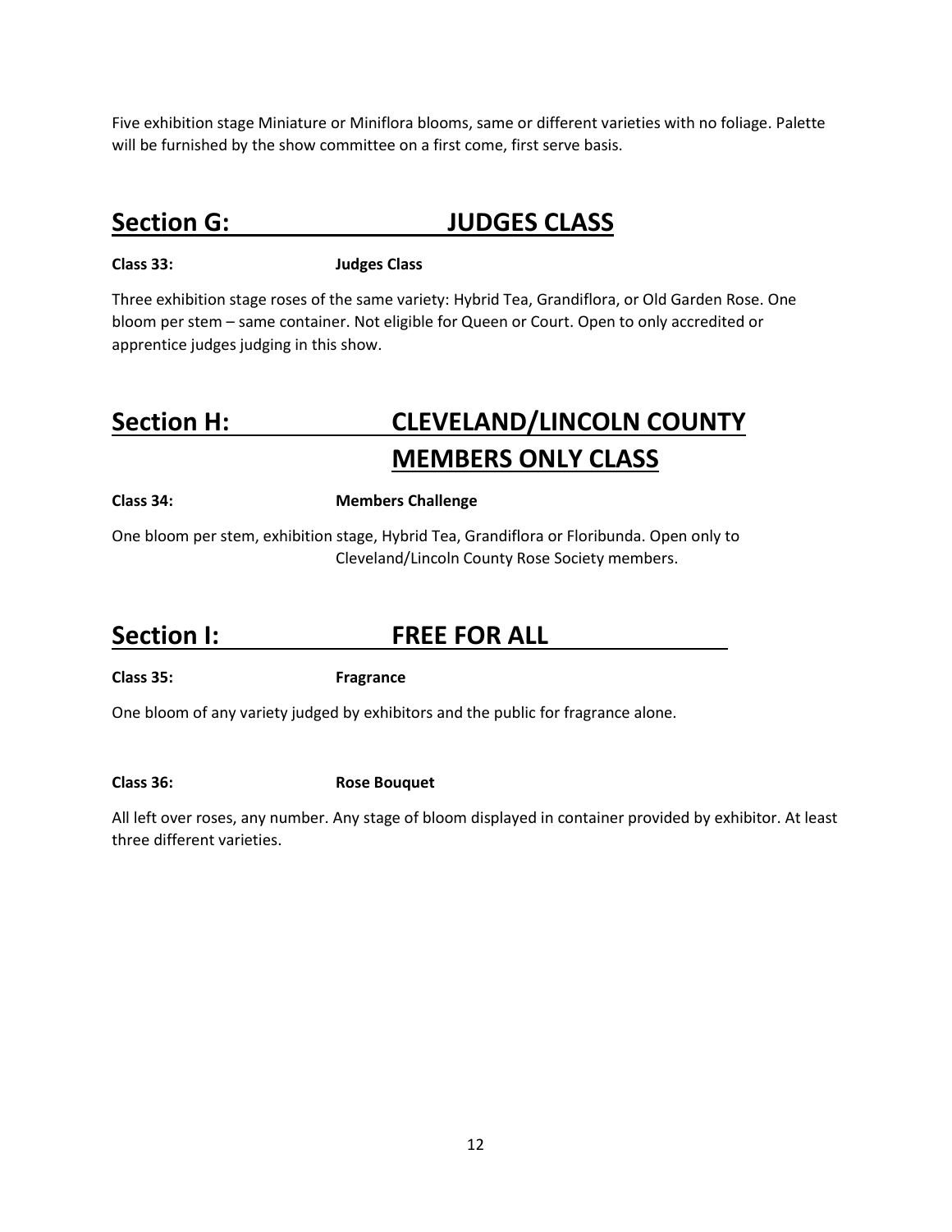Five exhibition stage Miniature or Miniflora blooms, same or different varieties with no foliage. Palette will be furnished by the show committee on a first come, first serve basis.

## Section G: JUDGES CLASS

**Class 33:** **Judges Class**

Three exhibition stage roses of the same variety: Hybrid Tea, Grandiflora, or Old Garden Rose. One bloom per stem – same container. Not eligible for Queen or Court. Open to only accredited or apprentice judges judging in this show.

## Section H: CLEVELAND/LINCOLN COUNTY MEMBERS ONLY CLASS

**Class 34:** **Members Challenge**

One bloom per stem, exhibition stage, Hybrid Tea, Grandiflora or Floribunda. Open only to Cleveland/Lincoln County Rose Society members.

## Section I: FREE FOR ALL

**Class 35:** **Fragrance**

One bloom of any variety judged by exhibitors and the public for fragrance alone.

**Class 36:** **Rose Bouquet**

All left over roses, any number. Any stage of bloom displayed in container provided by exhibitor. At least three different varieties.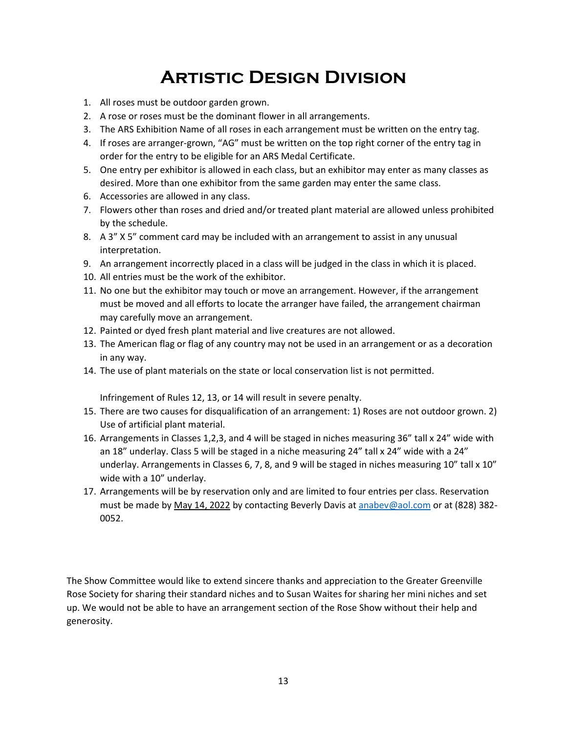# Artistic Design Division

1. All roses must be outdoor garden grown.
2. A rose or roses must be the dominant flower in all arrangements.
3. The ARS Exhibition Name of all roses in each arrangement must be written on the entry tag.
4. If roses are arranger-grown, "AG" must be written on the top right corner of the entry tag in order for the entry to be eligible for an ARS Medal Certificate.
5. One entry per exhibitor is allowed in each class, but an exhibitor may enter as many classes as desired. More than one exhibitor from the same garden may enter the same class.
6. Accessories are allowed in any class.
7. Flowers other than roses and dried and/or treated plant material are allowed unless prohibited by the schedule.
8. A 3" X 5" comment card may be included with an arrangement to assist in any unusual interpretation.
9. An arrangement incorrectly placed in a class will be judged in the class in which it is placed.
10. All entries must be the work of the exhibitor.
11. No one but the exhibitor may touch or move an arrangement. However, if the arrangement must be moved and all efforts to locate the arranger have failed, the arrangement chairman may carefully move an arrangement.
12. Painted or dyed fresh plant material and live creatures are not allowed.
13. The American flag or flag of any country may not be used in an arrangement or as a decoration in any way.
14. The use of plant materials on the state or local conservation list is not permitted.

    Infringement of Rules 12, 13, or 14 will result in severe penalty.

15. There are two causes for disqualification of an arrangement: 1) Roses are not outdoor grown. 2) Use of artificial plant material.
16. Arrangements in Classes 1,2,3, and 4 will be staged in niches measuring 36" tall x 24" wide with an 18" underlay. Class 5 will be staged in a niche measuring 24" tall x 24" wide with a 24" underlay. Arrangements in Classes 6, 7, 8, and 9 will be staged in niches measuring 10" tall x 10" wide with a 10" underlay.
17. Arrangements will be by reservation only and are limited to four entries per class. Reservation must be made by <u>May 14, 2022</u> by contacting Beverly Davis at anabev@aol.com or at (828) 382-0052.

The Show Committee would like to extend sincere thanks and appreciation to the Greater Greenville Rose Society for sharing their standard niches and to Susan Waites for sharing her mini niches and set up. We would not be able to have an arrangement section of the Rose Show without their help and generosity.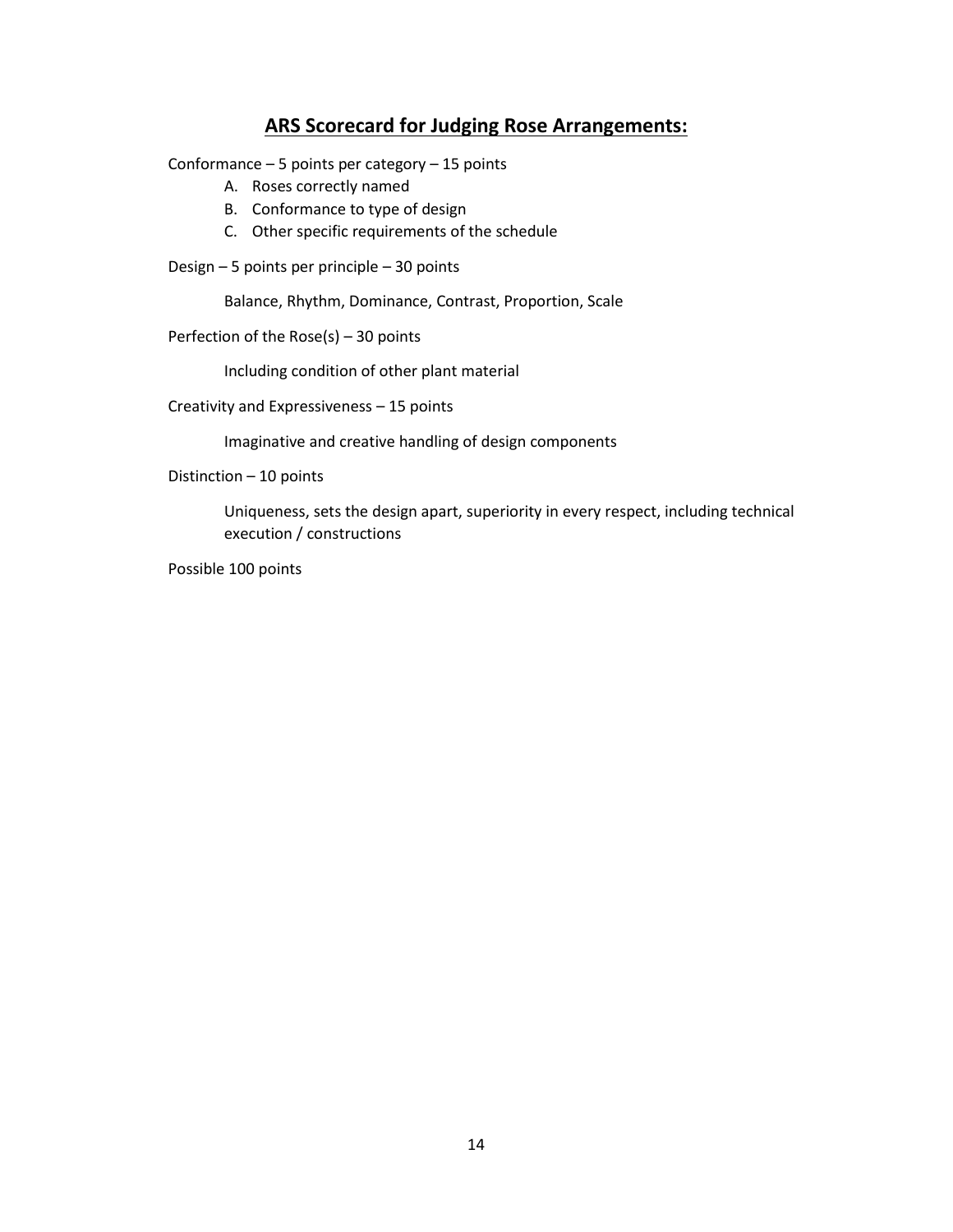## ARS Scorecard for Judging Rose Arrangements:

Conformance – 5 points per category – 15 points

A. Roses correctly named
B. Conformance to type of design
C. Other specific requirements of the schedule

Design – 5 points per principle – 30 points

Balance, Rhythm, Dominance, Contrast, Proportion, Scale

Perfection of the Rose(s) – 30 points

Including condition of other plant material

Creativity and Expressiveness – 15 points

Imaginative and creative handling of design components

Distinction – 10 points

Uniqueness, sets the design apart, superiority in every respect, including technical execution / constructions

Possible 100 points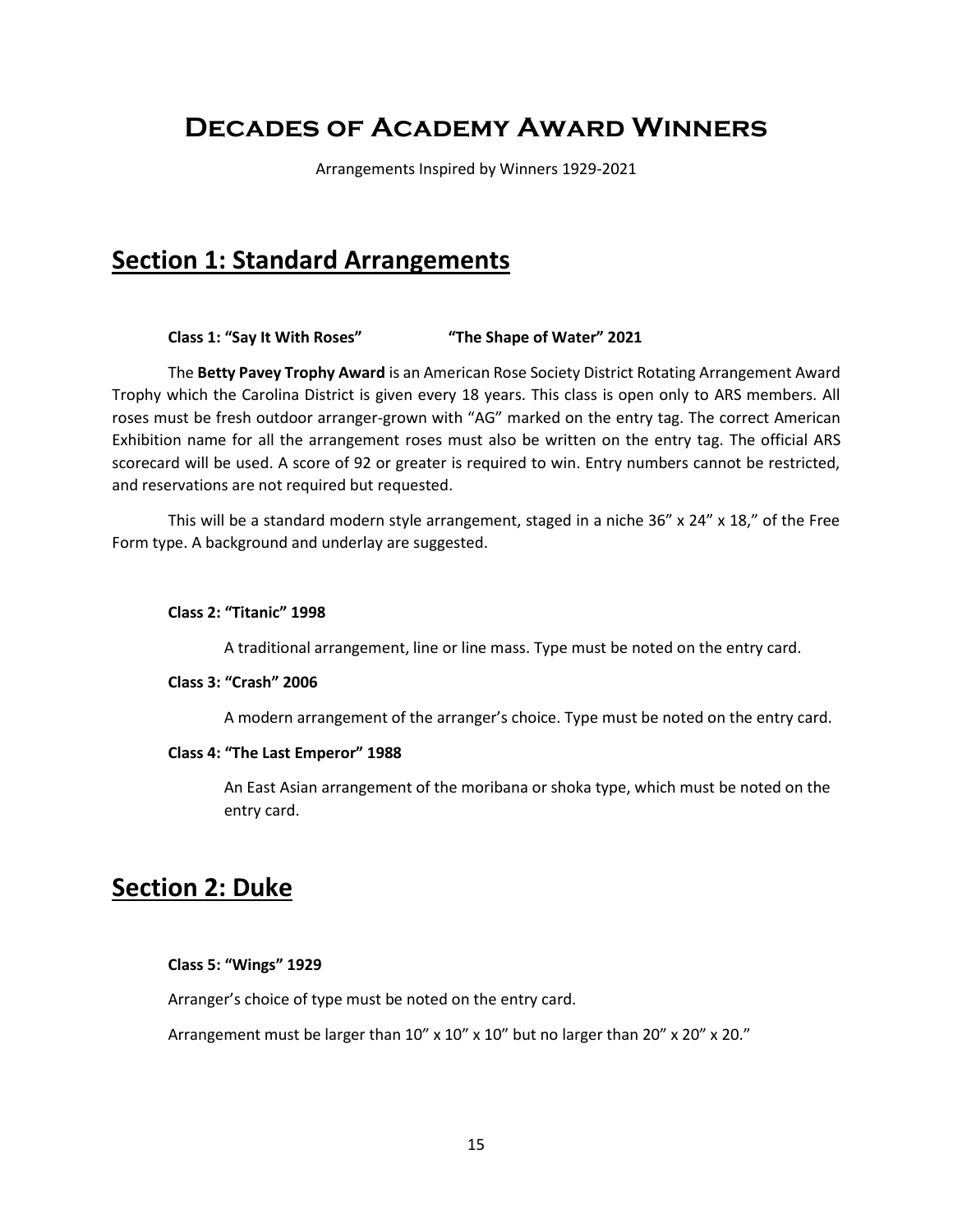# Decades of Academy Award Winners

Arrangements Inspired by Winners 1929-2021

## Section 1: Standard Arrangements

**Class 1: "Say It With Roses" "The Shape of Water" 2021**

The **Betty Pavey Trophy Award** is an American Rose Society District Rotating Arrangement Award Trophy which the Carolina District is given every 18 years. This class is open only to ARS members. All roses must be fresh outdoor arranger-grown with "AG" marked on the entry tag. The correct American Exhibition name for all the arrangement roses must also be written on the entry tag. The official ARS scorecard will be used. A score of 92 or greater is required to win. Entry numbers cannot be restricted, and reservations are not required but requested.

This will be a standard modern style arrangement, staged in a niche 36" x 24" x 18," of the Free Form type. A background and underlay are suggested.

**Class 2: "Titanic" 1998**

A traditional arrangement, line or line mass. Type must be noted on the entry card.

**Class 3: "Crash" 2006**

A modern arrangement of the arranger's choice. Type must be noted on the entry card.

**Class 4: "The Last Emperor" 1988**

An East Asian arrangement of the moribana or shoka type, which must be noted on the entry card.

## Section 2: Duke

**Class 5: "Wings" 1929**

Arranger's choice of type must be noted on the entry card.

Arrangement must be larger than 10" x 10" x 10" but no larger than 20" x 20" x 20."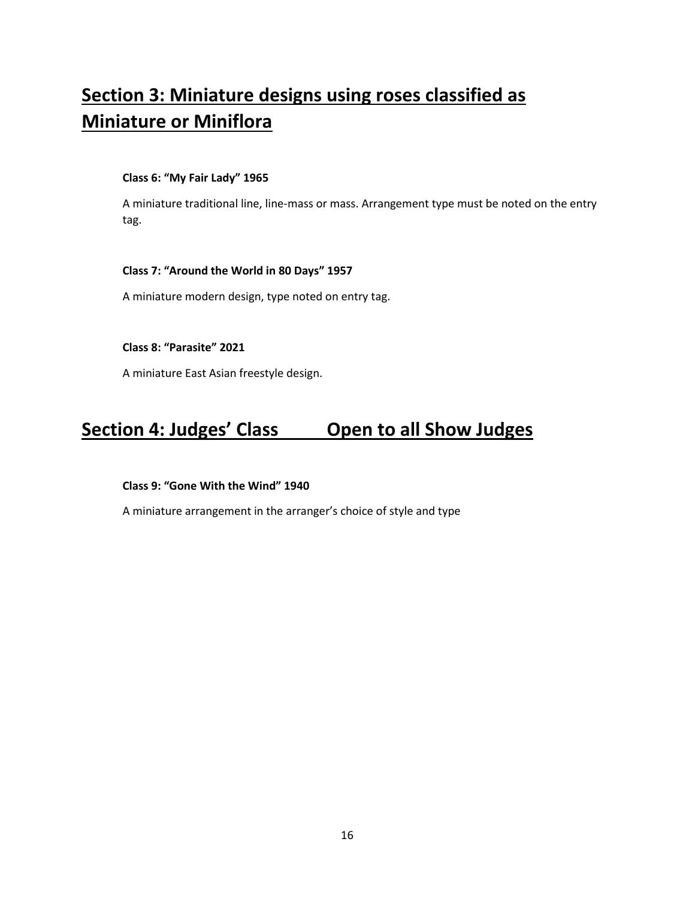## Section 3: Miniature designs using roses classified as Miniature or Miniflora

**Class 6: "My Fair Lady" 1965**

A miniature traditional line, line-mass or mass. Arrangement type must be noted on the entry tag.

**Class 7: "Around the World in 80 Days" 1957**

A miniature modern design, type noted on entry tag.

**Class 8: "Parasite" 2021**

A miniature East Asian freestyle design.

## Section 4: Judges' Class Open to all Show Judges

**Class 9: "Gone With the Wind" 1940**

A miniature arrangement in the arranger's choice of style and type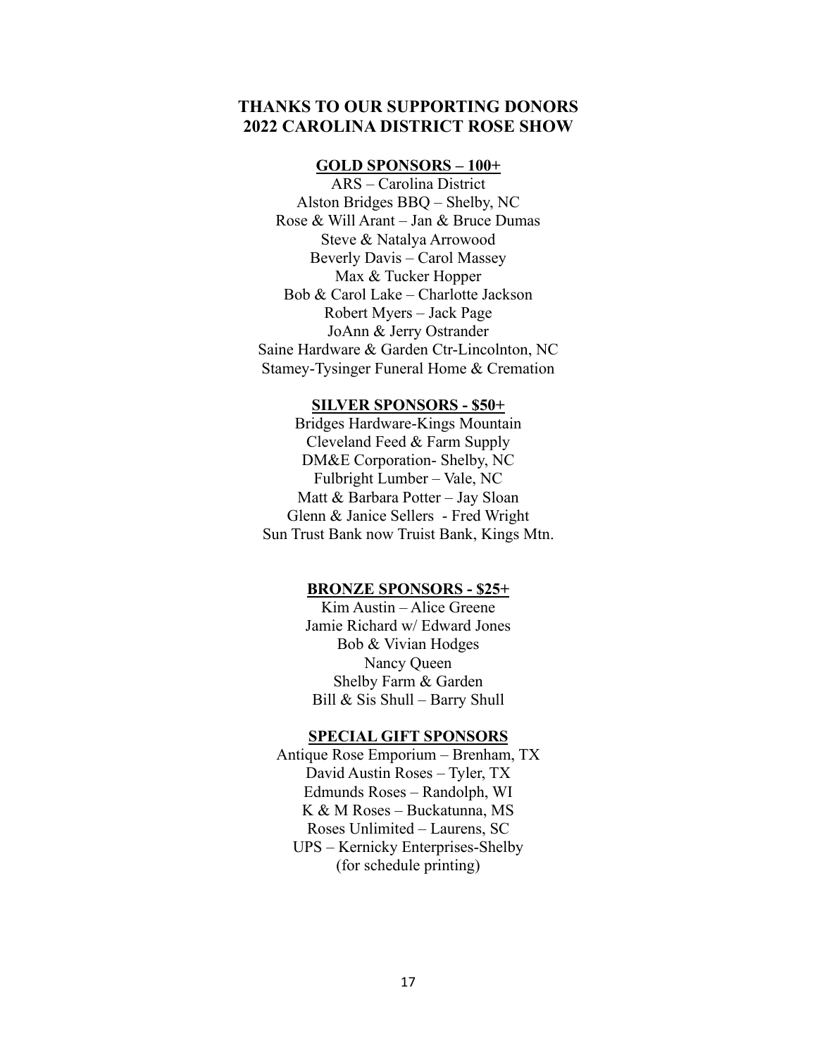## THANKS TO OUR SUPPORTING DONORS
## 2022 CAROLINA DISTRICT ROSE SHOW

**GOLD SPONSORS – 100+**

ARS – Carolina District
Alston Bridges BBQ – Shelby, NC
Rose & Will Arant – Jan & Bruce Dumas
Steve & Natalya Arrowood
Beverly Davis – Carol Massey
Max & Tucker Hopper
Bob & Carol Lake – Charlotte Jackson
Robert Myers – Jack Page
JoAnn & Jerry Ostrander
Saine Hardware & Garden Ctr-Lincolnton, NC
Stamey-Tysinger Funeral Home & Cremation

**SILVER SPONSORS - $50+**

Bridges Hardware-Kings Mountain
Cleveland Feed & Farm Supply
DM&E Corporation- Shelby, NC
Fulbright Lumber – Vale, NC
Matt & Barbara Potter – Jay Sloan
Glenn & Janice Sellers - Fred Wright
Sun Trust Bank now Truist Bank, Kings Mtn.

**BRONZE SPONSORS - $25+**

Kim Austin – Alice Greene
Jamie Richard w/ Edward Jones
Bob & Vivian Hodges
Nancy Queen
Shelby Farm & Garden
Bill & Sis Shull – Barry Shull

**SPECIAL GIFT SPONSORS**

Antique Rose Emporium – Brenham, TX
David Austin Roses – Tyler, TX
Edmunds Roses – Randolph, WI
K & M Roses – Buckatunna, MS
Roses Unlimited – Laurens, SC
UPS – Kernicky Enterprises-Shelby
(for schedule printing)